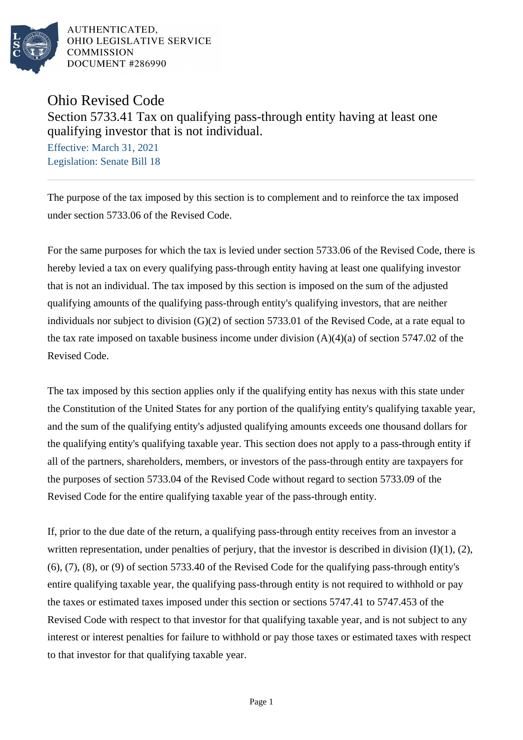AUTHENTICATED,
OHIO LEGISLATIVE SERVICE
COMMISSION
DOCUMENT #286990

# Ohio Revised Code

## Section 5733.41 Tax on qualifying pass-through entity having at least one qualifying investor that is not individual.

Effective: March 31, 2021
Legislation: Senate Bill 18

The purpose of the tax imposed by this section is to complement and to reinforce the tax imposed under section 5733.06 of the Revised Code.

For the same purposes for which the tax is levied under section 5733.06 of the Revised Code, there is hereby levied a tax on every qualifying pass-through entity having at least one qualifying investor that is not an individual. The tax imposed by this section is imposed on the sum of the adjusted qualifying amounts of the qualifying pass-through entity's qualifying investors, that are neither individuals nor subject to division (G)(2) of section 5733.01 of the Revised Code, at a rate equal to the tax rate imposed on taxable business income under division (A)(4)(a) of section 5747.02 of the Revised Code.

The tax imposed by this section applies only if the qualifying entity has nexus with this state under the Constitution of the United States for any portion of the qualifying entity's qualifying taxable year, and the sum of the qualifying entity's adjusted qualifying amounts exceeds one thousand dollars for the qualifying entity's qualifying taxable year. This section does not apply to a pass-through entity if all of the partners, shareholders, members, or investors of the pass-through entity are taxpayers for the purposes of section 5733.04 of the Revised Code without regard to section 5733.09 of the Revised Code for the entire qualifying taxable year of the pass-through entity.

If, prior to the due date of the return, a qualifying pass-through entity receives from an investor a written representation, under penalties of perjury, that the investor is described in division (I)(1), (2), (6), (7), (8), or (9) of section 5733.40 of the Revised Code for the qualifying pass-through entity's entire qualifying taxable year, the qualifying pass-through entity is not required to withhold or pay the taxes or estimated taxes imposed under this section or sections 5747.41 to 5747.453 of the Revised Code with respect to that investor for that qualifying taxable year, and is not subject to any interest or interest penalties for failure to withhold or pay those taxes or estimated taxes with respect to that investor for that qualifying taxable year.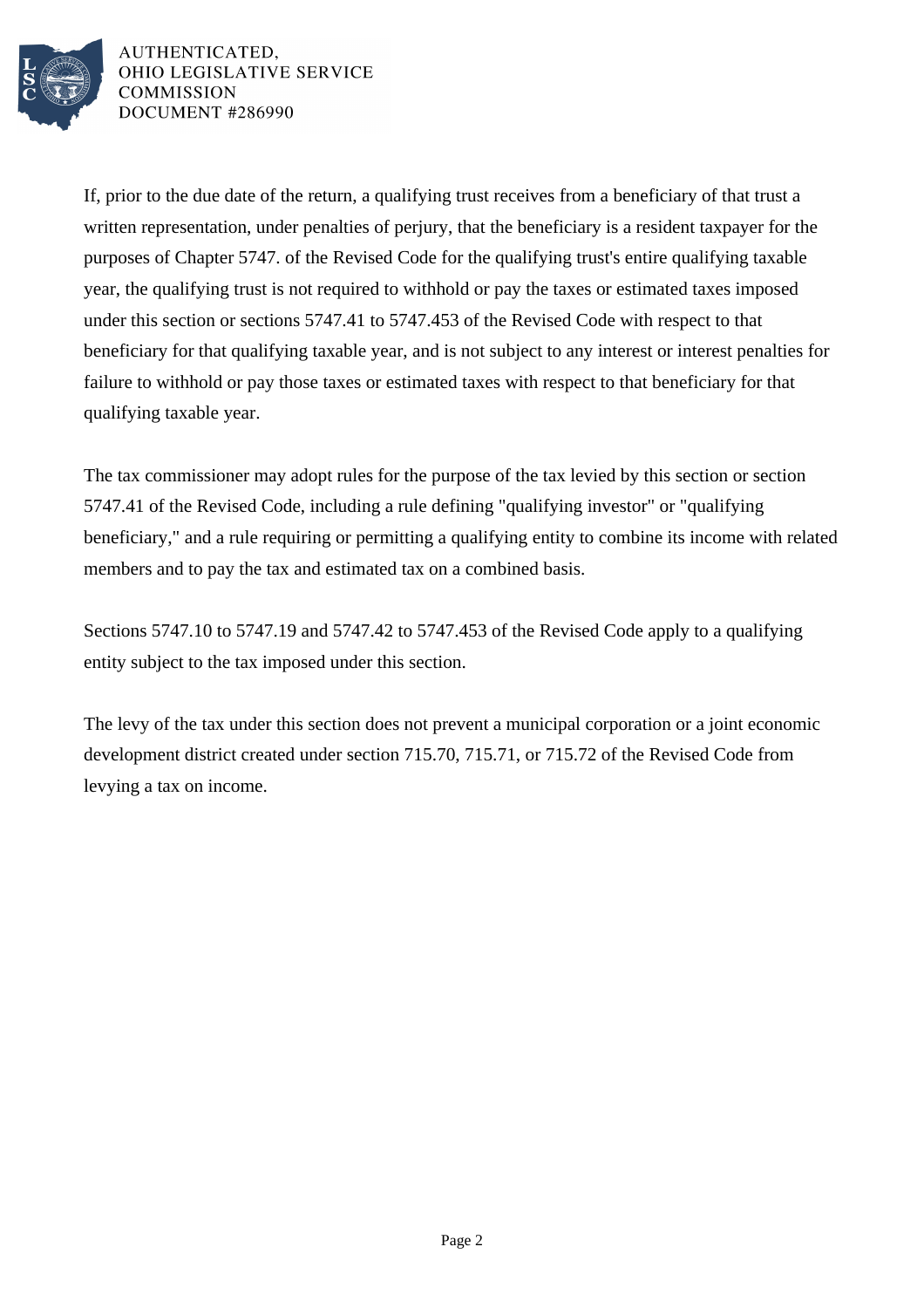If, prior to the due date of the return, a qualifying trust receives from a beneficiary of that trust a written representation, under penalties of perjury, that the beneficiary is a resident taxpayer for the purposes of Chapter 5747. of the Revised Code for the qualifying trust's entire qualifying taxable year, the qualifying trust is not required to withhold or pay the taxes or estimated taxes imposed under this section or sections 5747.41 to 5747.453 of the Revised Code with respect to that beneficiary for that qualifying taxable year, and is not subject to any interest or interest penalties for failure to withhold or pay those taxes or estimated taxes with respect to that beneficiary for that qualifying taxable year.

The tax commissioner may adopt rules for the purpose of the tax levied by this section or section 5747.41 of the Revised Code, including a rule defining "qualifying investor" or "qualifying beneficiary," and a rule requiring or permitting a qualifying entity to combine its income with related members and to pay the tax and estimated tax on a combined basis.

Sections 5747.10 to 5747.19 and 5747.42 to 5747.453 of the Revised Code apply to a qualifying entity subject to the tax imposed under this section.

The levy of the tax under this section does not prevent a municipal corporation or a joint economic development district created under section 715.70, 715.71, or 715.72 of the Revised Code from levying a tax on income.